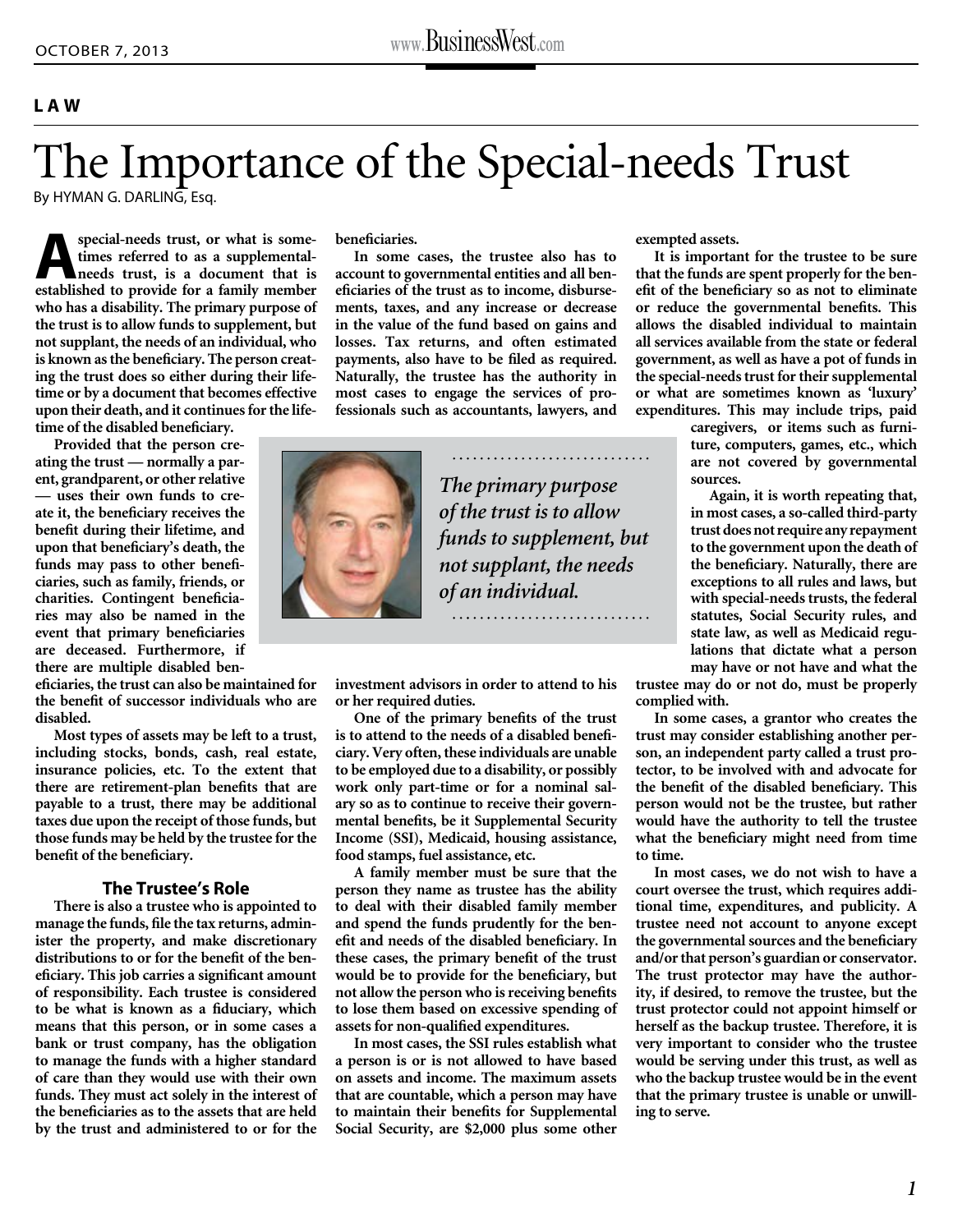LAW

# The Importance of the Special-needs Trust

By HYMAN G. DARLING, Esq.

A special-needs trust, or what is sometimes referred to as a supplemental-needs trust, is a document that is established to provide for a family member who has a disability. The primary purpose of the trust is to allow funds to supplement, but not supplant, the needs of an individual, who is known as the beneficiary. The person creating the trust does so either during their lifetime or by a document that becomes effective upon their death, and it continues for the lifetime of the disabled beneficiary.

Provided that the person creating the trust — normally a parent, grandparent, or other relative — uses their own funds to create it, the beneficiary receives the benefit during their lifetime, and upon that beneficiary's death, the funds may pass to other beneficiaries, such as family, friends, or charities. Contingent beneficiaries may also be named in the event that primary beneficiaries are deceased. Furthermore, if there are multiple disabled beneficiaries, the trust can also be maintained for the benefit of successor individuals who are disabled.

Most types of assets may be left to a trust, including stocks, bonds, cash, real estate, insurance policies, etc. To the extent that there are retirement-plan benefits that are payable to a trust, there may be additional taxes due upon the receipt of those funds, but those funds may be held by the trustee for the benefit of the beneficiary.

## The Trustee's Role

There is also a trustee who is appointed to manage the funds, file the tax returns, administer the property, and make discretionary distributions to or for the benefit of the beneficiary. This job carries a significant amount of responsibility. Each trustee is considered to be what is known as a fiduciary, which means that this person, or in some cases a bank or trust company, has the obligation to manage the funds with a higher standard of care than they would use with their own funds. They must act solely in the interest of the beneficiaries as to the assets that are held by the trust and administered to or for the beneficiaries.

In some cases, the trustee also has to account to governmental entities and all beneficiaries of the trust as to income, disbursements, taxes, and any increase or decrease in the value of the fund based on gains and losses. Tax returns, and often estimated payments, also have to be filed as required. Naturally, the trustee has the authority in most cases to engage the services of professionals such as accountants, lawyers, and investment advisors in order to attend to his or her required duties.

*The primary purpose of the trust is to allow funds to supplement, but not supplant, the needs of an individual.*

One of the primary benefits of the trust is to attend to the needs of a disabled beneficiary. Very often, these individuals are unable to be employed due to a disability, or possibly work only part-time or for a nominal salary so as to continue to receive their governmental benefits, be it Supplemental Security Income (SSI), Medicaid, housing assistance, food stamps, fuel assistance, etc.

A family member must be sure that the person they name as trustee has the ability to deal with their disabled family member and spend the funds prudently for the benefit and needs of the disabled beneficiary. In these cases, the primary benefit of the trust would be to provide for the beneficiary, but not allow the person who is receiving benefits to lose them based on excessive spending of assets for non-qualified expenditures.

In most cases, the SSI rules establish what a person is or is not allowed to have based on assets and income. The maximum assets that are countable, which a person may have to maintain their benefits for Supplemental Social Security, are $2,000 plus some other exempted assets.

It is important for the trustee to be sure that the funds are spent properly for the benefit of the beneficiary so as not to eliminate or reduce the governmental benefits. This allows the disabled individual to maintain all services available from the state or federal government, as well as have a pot of funds in the special-needs trust for their supplemental or what are sometimes known as 'luxury' expenditures. This may include trips, paid caregivers, or items such as furniture, computers, games, etc., which are not covered by governmental sources.

Again, it is worth repeating that, in most cases, a so-called third-party trust does not require any repayment to the government upon the death of the beneficiary. Naturally, there are exceptions to all rules and laws, but with special-needs trusts, the federal statutes, Social Security rules, and state law, as well as Medicaid regulations that dictate what a person may have or not have and what the trustee may do or not do, must be properly complied with.

In some cases, a grantor who creates the trust may consider establishing another person, an independent party called a trust protector, to be involved with and advocate for the benefit of the disabled beneficiary. This person would not be the trustee, but rather would have the authority to tell the trustee what the beneficiary might need from time to time.

In most cases, we do not wish to have a court oversee the trust, which requires additional time, expenditures, and publicity. A trustee need not account to anyone except the governmental sources and the beneficiary and/or that person's guardian or conservator. The trust protector may have the authority, if desired, to remove the trustee, but the trust protector could not appoint himself or herself as the backup trustee. Therefore, it is very important to consider who the trustee would be serving under this trust, as well as who the backup trustee would be in the event that the primary trustee is unable or unwilling to serve.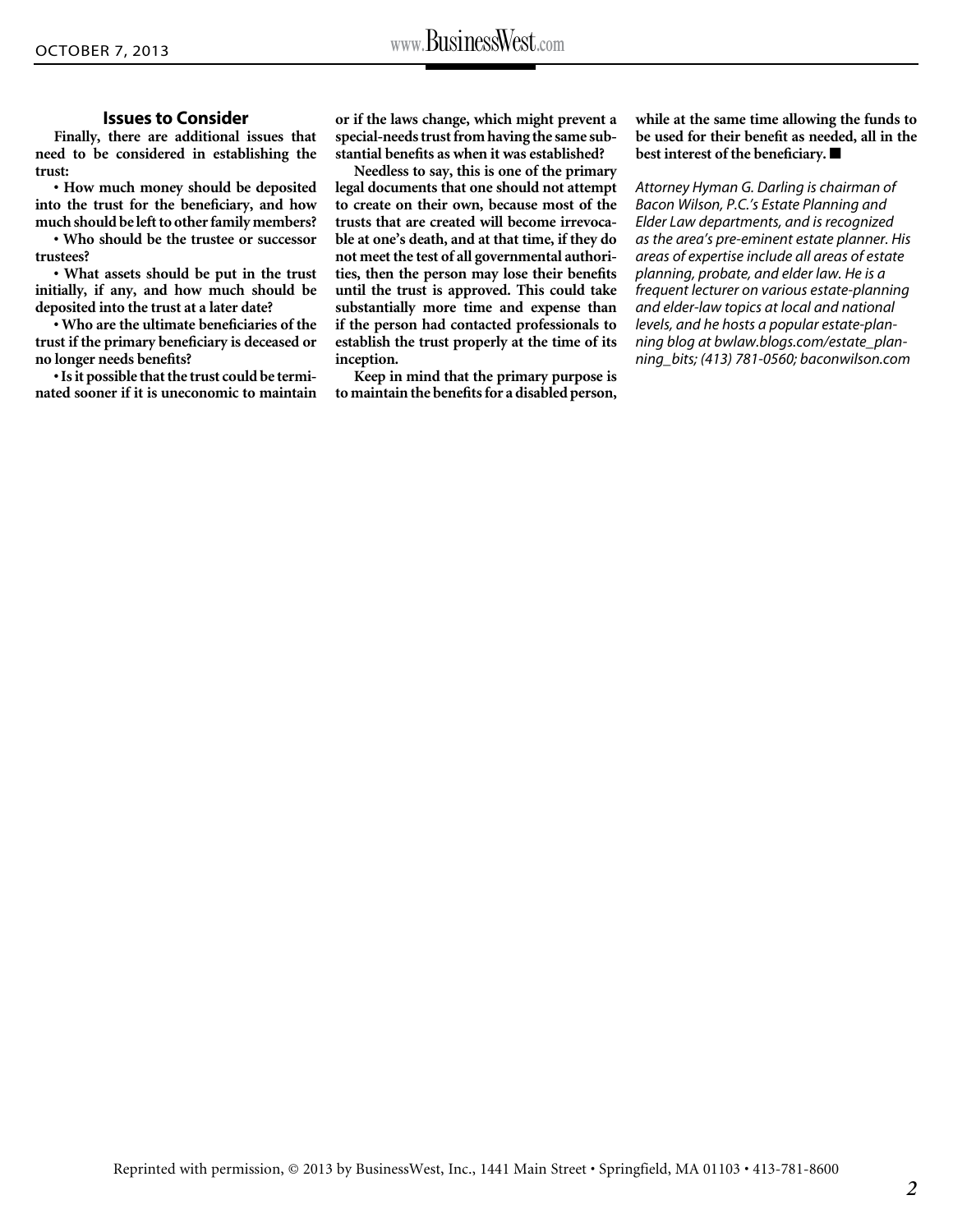### Issues to Consider

**Finally, there are additional issues that need to be considered in establishing the trust:**

**• How much money should be deposited into the trust for the beneficiary, and how much should be left to other family members?**

**• Who should be the trustee or successor trustees?**

**• What assets should be put in the trust initially, if any, and how much should be deposited into the trust at a later date?**

**• Who are the ultimate beneficiaries of the trust if the primary beneficiary is deceased or no longer needs benefits?**

**• Is it possible that the trust could be terminated sooner if it is uneconomic to maintain or if the laws change, which might prevent a special-needs trust from having the same substantial benefits as when it was established?**

**Needless to say, this is one of the primary legal documents that one should not attempt to create on their own, because most of the trusts that are created will become irrevocable at one's death, and at that time, if they do not meet the test of all governmental authorities, then the person may lose their benefits until the trust is approved. This could take substantially more time and expense than if the person had contacted professionals to establish the trust properly at the time of its inception.**

**Keep in mind that the primary purpose is to maintain the benefits for a disabled person, while at the same time allowing the funds to be used for their benefit as needed, all in the best interest of the beneficiary. ■**

*Attorney Hyman G. Darling is chairman of Bacon Wilson, P.C.'s Estate Planning and Elder Law departments, and is recognized as the area's pre-eminent estate planner. His areas of expertise include all areas of estate planning, probate, and elder law. He is a frequent lecturer on various estate-planning and elder-law topics at local and national levels, and he hosts a popular estate-planning blog at bwlaw.blogs.com/estate_planning_bits; (413) 781-0560; baconwilson.com*

Reprinted with permission, © 2013 by BusinessWest, Inc., 1441 Main Street • Springfield, MA 01103 • 413-781-8600